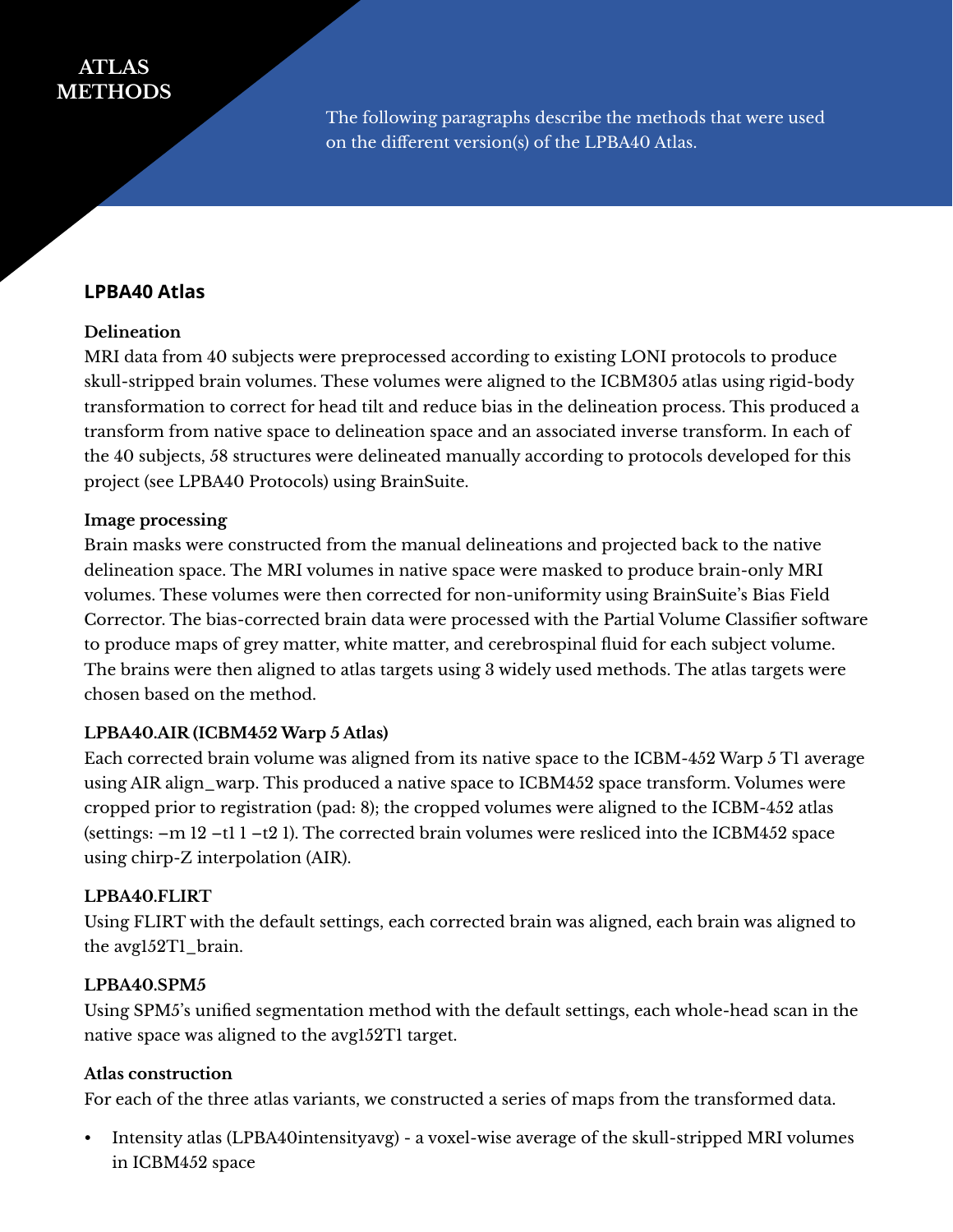# ATLAS METHODS

The following paragraphs describe the methods that were used on the different version(s) of the LPBA40 Atlas.

## LPBA40 Atlas

### Delineation

MRI data from 40 subjects were preprocessed according to existing LONI protocols to produce skull-stripped brain volumes. These volumes were aligned to the ICBM305 atlas using rigid-body transformation to correct for head tilt and reduce bias in the delineation process. This produced a transform from native space to delineation space and an associated inverse transform. In each of the 40 subjects, 58 structures were delineated manually according to protocols developed for this project (see LPBA40 Protocols) using BrainSuite.

### Image processing

Brain masks were constructed from the manual delineations and projected back to the native delineation space. The MRI volumes in native space were masked to produce brain-only MRI volumes. These volumes were then corrected for non-uniformity using BrainSuite's Bias Field Corrector. The bias-corrected brain data were processed with the Partial Volume Classifier software to produce maps of grey matter, white matter, and cerebrospinal fluid for each subject volume. The brains were then aligned to atlas targets using 3 widely used methods. The atlas targets were chosen based on the method.

### LPBA40.AIR (ICBM452 Warp 5 Atlas)

Each corrected brain volume was aligned from its native space to the ICBM-452 Warp 5 T1 average using AIR align_warp. This produced a native space to ICBM452 space transform. Volumes were cropped prior to registration (pad: 8); the cropped volumes were aligned to the ICBM-452 atlas (settings: –m 12 –t1 1 –t2 1). The corrected brain volumes were resliced into the ICBM452 space using chirp-Z interpolation (AIR).

### LPBA40.FLIRT

Using FLIRT with the default settings, each corrected brain was aligned, each brain was aligned to the avg152T1_brain.

### LPBA40.SPM5

Using SPM5's unified segmentation method with the default settings, each whole-head scan in the native space was aligned to the avg152T1 target.

### Atlas construction

For each of the three atlas variants, we constructed a series of maps from the transformed data.

- Intensity atlas (LPBA40intensityavg) - a voxel-wise average of the skull-stripped MRI volumes in ICBM452 space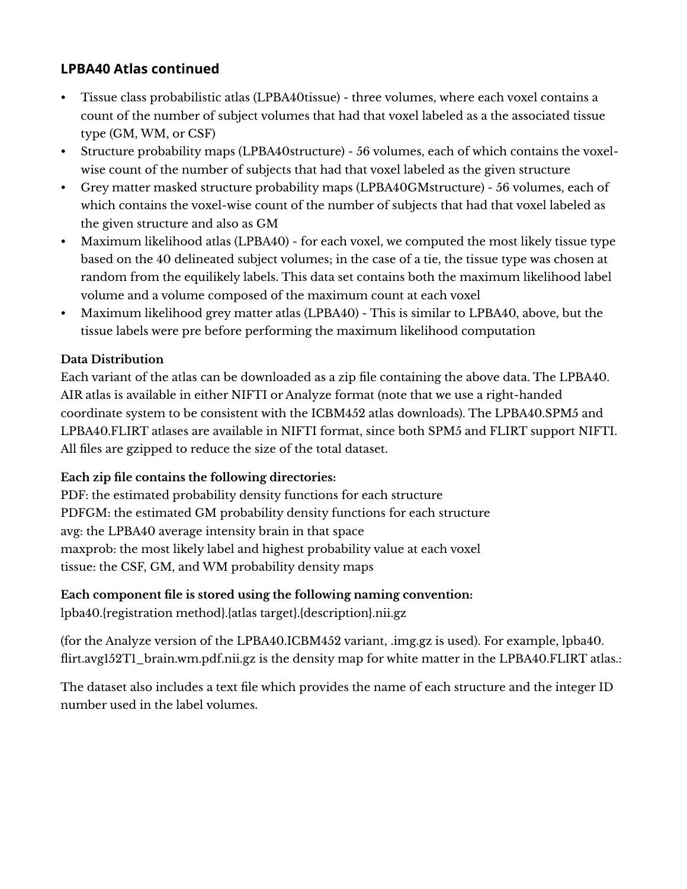## LPBA40 Atlas continued

- Tissue class probabilistic atlas (LPBA40tissue) - three volumes, where each voxel contains a count of the number of subject volumes that had that voxel labeled as a the associated tissue type (GM, WM, or CSF)
- Structure probability maps (LPBA40structure) - 56 volumes, each of which contains the voxel-wise count of the number of subjects that had that voxel labeled as the given structure
- Grey matter masked structure probability maps (LPBA40GMstructure) - 56 volumes, each of which contains the voxel-wise count of the number of subjects that had that voxel labeled as the given structure and also as GM
- Maximum likelihood atlas (LPBA40) - for each voxel, we computed the most likely tissue type based on the 40 delineated subject volumes; in the case of a tie, the tissue type was chosen at random from the equilikely labels. This data set contains both the maximum likelihood label volume and a volume composed of the maximum count at each voxel
- Maximum likelihood grey matter atlas (LPBA40) - This is similar to LPBA40, above, but the tissue labels were pre before performing the maximum likelihood computation

**Data Distribution**

Each variant of the atlas can be downloaded as a zip file containing the above data. The LPBA40.AIR atlas is available in either NIFTI or Analyze format (note that we use a right-handed coordinate system to be consistent with the ICBM452 atlas downloads). The LPBA40.SPM5 and LPBA40.FLIRT atlases are available in NIFTI format, since both SPM5 and FLIRT support NIFTI. All files are gzipped to reduce the size of the total dataset.

**Each zip file contains the following directories:**

PDF: the estimated probability density functions for each structure
PDFGM: the estimated GM probability density functions for each structure
avg: the LPBA40 average intensity brain in that space
maxprob: the most likely label and highest probability value at each voxel
tissue: the CSF, GM, and WM probability density maps

**Each component file is stored using the following naming convention:**

lpba40.{registration method}.{atlas target}.{description}.nii.gz

(for the Analyze version of the LPBA40.ICBM452 variant, .img.gz is used). For example, lpba40.flirt.avg152T1_brain.wm.pdf.nii.gz is the density map for white matter in the LPBA40.FLIRT atlas.:

The dataset also includes a text file which provides the name of each structure and the integer ID number used in the label volumes.